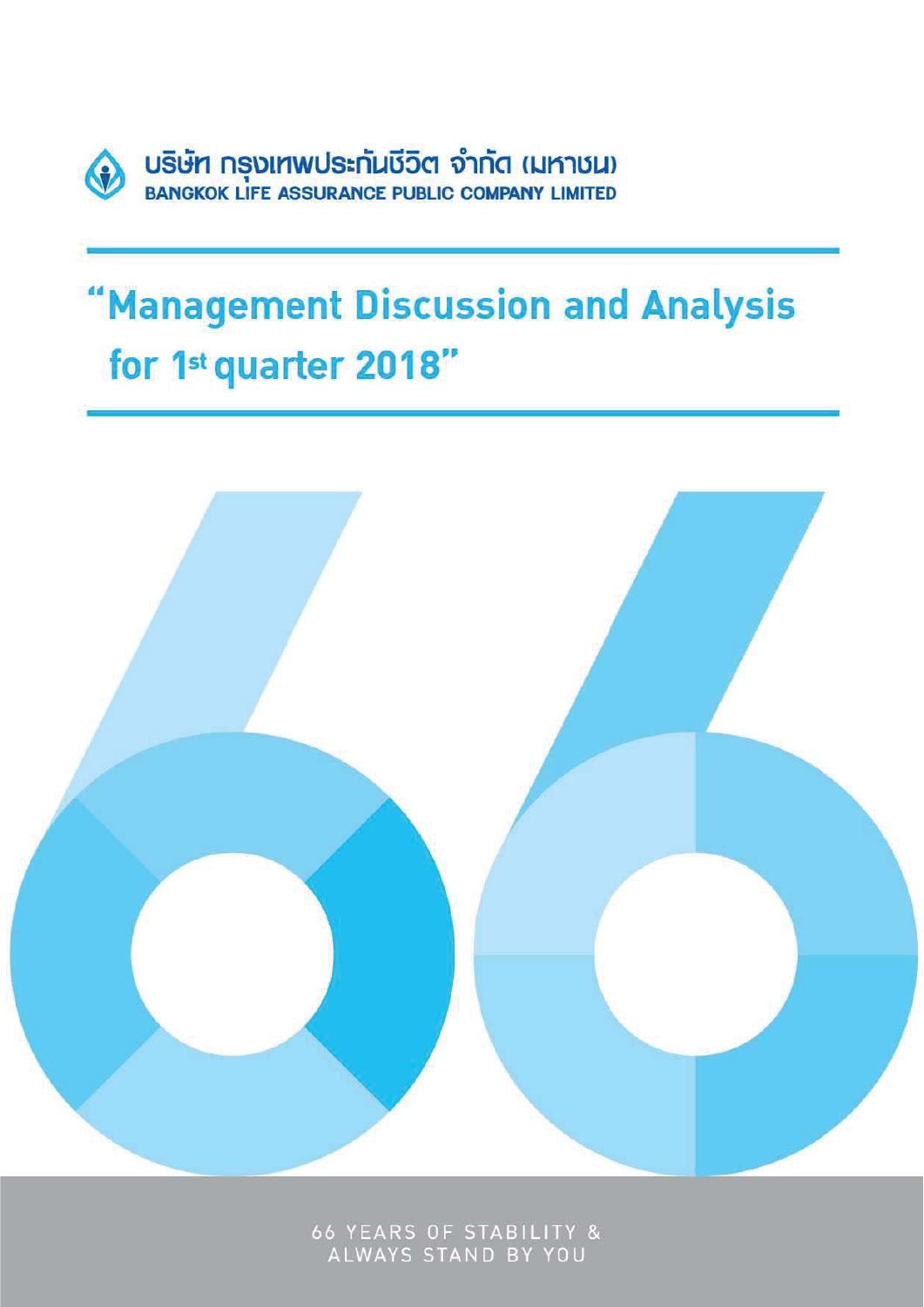บริษัท กรุงเทพประกันชีวิต จำกัด (มหาชน)

BANGKOK LIFE ASSURANCE PUBLIC COMPANY LIMITED

# "Management Discussion and Analysis for 1st quarter 2018"

66 YEARS OF STABILITY & ALWAYS STAND BY YOU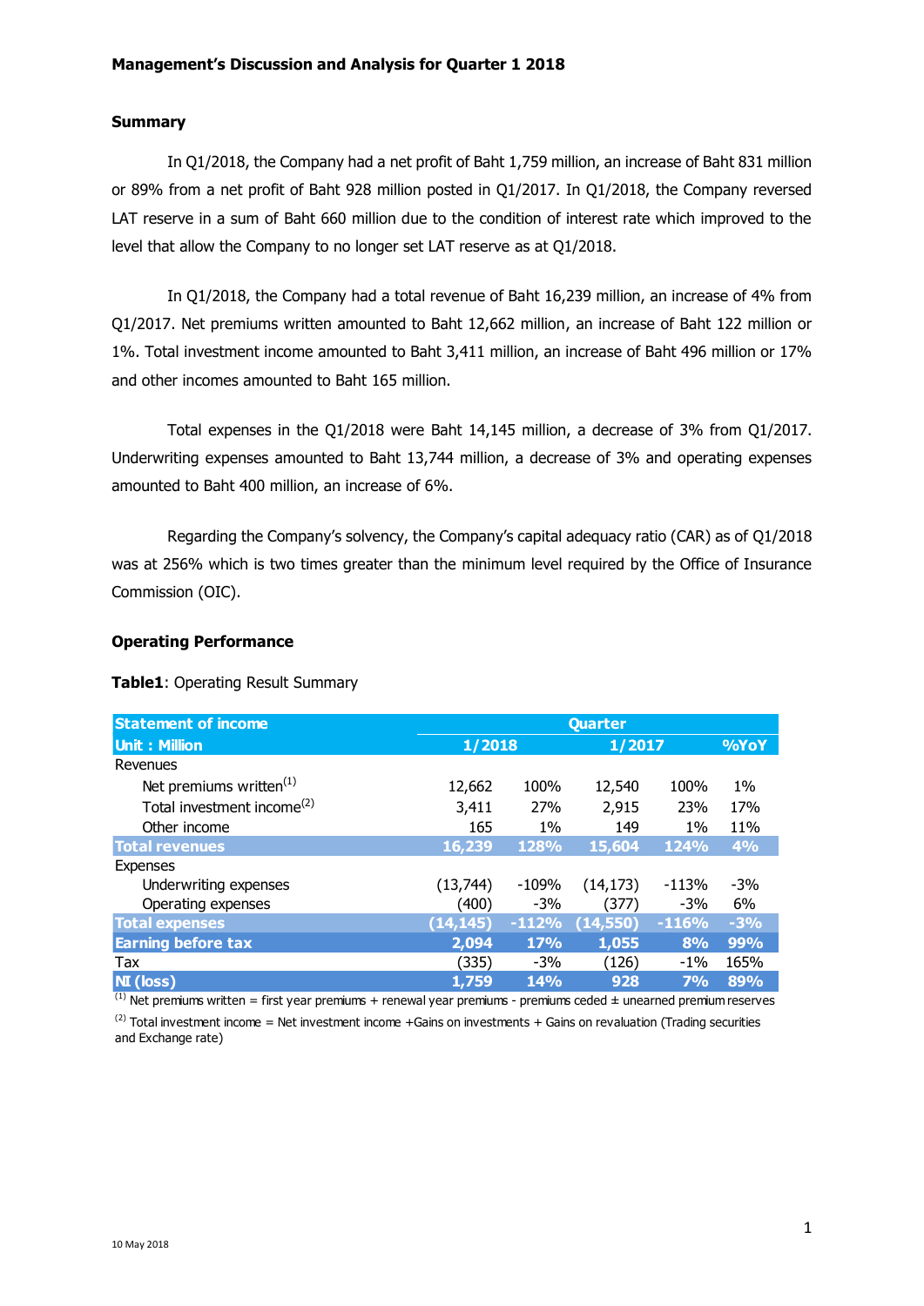**Management's Discussion and Analysis for Quarter 1 2018**

**Summary**

In Q1/2018, the Company had a net profit of Baht 1,759 million, an increase of Baht 831 million or 89% from a net profit of Baht 928 million posted in Q1/2017. In Q1/2018, the Company reversed LAT reserve in a sum of Baht 660 million due to the condition of interest rate which improved to the level that allow the Company to no longer set LAT reserve as at Q1/2018.

In Q1/2018, the Company had a total revenue of Baht 16,239 million, an increase of 4% from Q1/2017. Net premiums written amounted to Baht 12,662 million, an increase of Baht 122 million or 1%. Total investment income amounted to Baht 3,411 million, an increase of Baht 496 million or 17% and other incomes amounted to Baht 165 million.

Total expenses in the Q1/2018 were Baht 14,145 million, a decrease of 3% from Q1/2017. Underwriting expenses amounted to Baht 13,744 million, a decrease of 3% and operating expenses amounted to Baht 400 million, an increase of 6%.

Regarding the Company's solvency, the Company's capital adequacy ratio (CAR) as of Q1/2018 was at 256% which is two times greater than the minimum level required by the Office of Insurance Commission (OIC).

**Operating Performance**

**Table1**: Operating Result Summary

| Statement of income | Quarter | | | | |
|---|---|---|---|---|---|
| Unit : Million | 1/2018 | | 1/2017 | | %YoY |
| Revenues | | | | | |
| Net premiums written[(1)] | 12,662 | 100% | 12,540 | 100% | 1% |
| Total investment income[(2)] | 3,411 | 27% | 2,915 | 23% | 17% |
| Other income | 165 | 1% | 149 | 1% | 11% |
| **Total revenues** | **16,239** | **128%** | **15,604** | **124%** | **4%** |
| Expenses | | | | | |
| Underwriting expenses | (13,744) | -109% | (14,173) | -113% | -3% |
| Operating expenses | (400) | -3% | (377) | -3% | 6% |
| **Total expenses** | **(14,145)** | **-112%** | **(14,550)** | **-116%** | **-3%** |
| **Earning before tax** | **2,094** | **17%** | **1,055** | **8%** | **99%** |
| Tax | (335) | -3% | (126) | -1% | 165% |
| **NI (loss)** | **1,759** | **14%** | **928** | **7%** | **89%** |

[(1)] Net premiums written = first year premiums + renewal year premiums - premiums ceded ± unearned premium reserves

[(2)] Total investment income = Net investment income +Gains on investments + Gains on revaluation (Trading securities and Exchange rate)

10 May 2018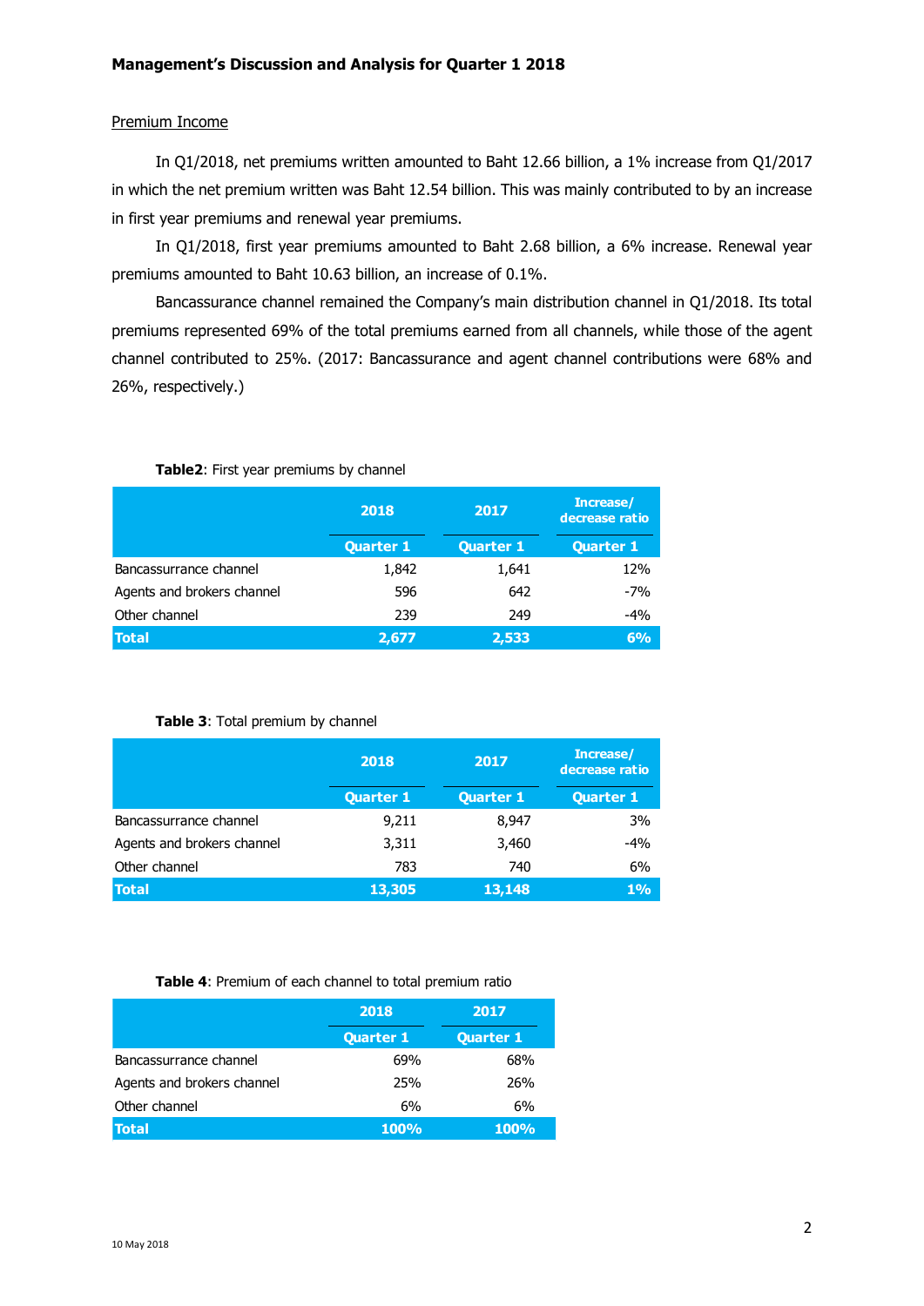**Management's Discussion and Analysis for Quarter 1 2018**

Premium Income

In Q1/2018, net premiums written amounted to Baht 12.66 billion, a 1% increase from Q1/2017 in which the net premium written was Baht 12.54 billion. This was mainly contributed to by an increase in first year premiums and renewal year premiums.

In Q1/2018, first year premiums amounted to Baht 2.68 billion, a 6% increase. Renewal year premiums amounted to Baht 10.63 billion, an increase of 0.1%.

Bancassurance channel remained the Company's main distribution channel in Q1/2018. Its total premiums represented 69% of the total premiums earned from all channels, while those of the agent channel contributed to 25%. (2017: Bancassurance and agent channel contributions were 68% and 26%, respectively.)

**Table2**: First year premiums by channel

| | 2018 | 2017 | Increase/ decrease ratio |
|---|---|---|---|
| | Quarter 1 | Quarter 1 | Quarter 1 |
| Bancassurance channel | 1,842 | 1,641 | 12% |
| Agents and brokers channel | 596 | 642 | -7% |
| Other channel | 239 | 249 | -4% |
| **Total** | **2,677** | **2,533** | **6%** |

**Table 3**: Total premium by channel

| | 2018 | 2017 | Increase/ decrease ratio |
|---|---|---|---|
| | Quarter 1 | Quarter 1 | Quarter 1 |
| Bancassurance channel | 9,211 | 8,947 | 3% |
| Agents and brokers channel | 3,311 | 3,460 | -4% |
| Other channel | 783 | 740 | 6% |
| **Total** | **13,305** | **13,148** | **1%** |

**Table 4**: Premium of each channel to total premium ratio

| | 2018 | 2017 |
|---|---|---|
| | Quarter 1 | Quarter 1 |
| Bancassurance channel | 69% | 68% |
| Agents and brokers channel | 25% | 26% |
| Other channel | 6% | 6% |
| **Total** | **100%** | **100%** |

10 May 2018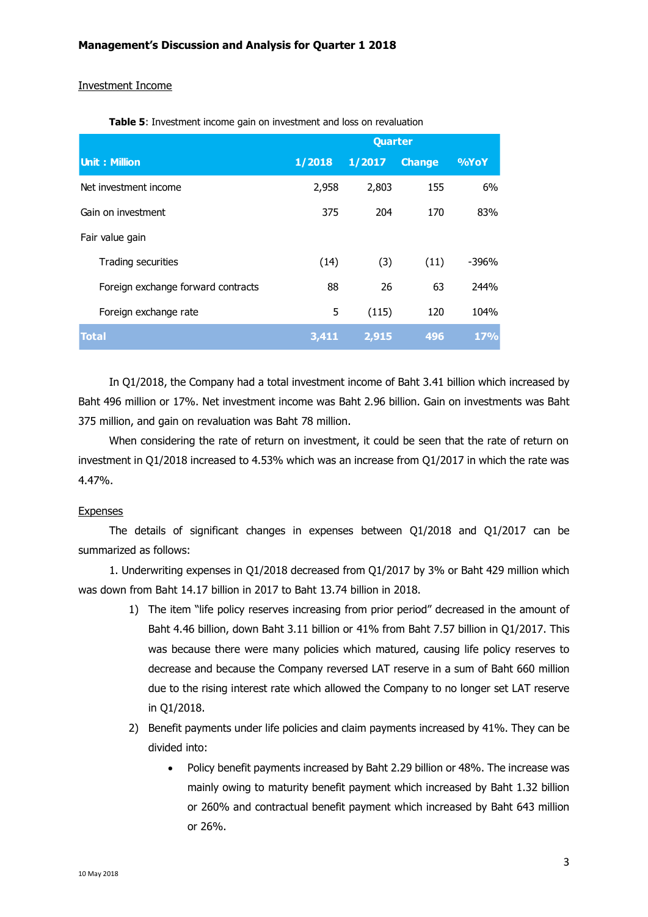**Management's Discussion and Analysis for Quarter 1 2018**

Investment Income

**Table 5**: Investment income gain on investment and loss on revaluation

| | Quarter | | | |
|---|---|---|---|---|
| **Unit : Million** | **1/2018** | **1/2017** | **Change** | **%YoY** |
| Net investment income | 2,958 | 2,803 | 155 | 6% |
| Gain on investment | 375 | 204 | 170 | 83% |
| Fair value gain | | | | |
| Trading securities | (14) | (3) | (11) | -396% |
| Foreign exchange forward contracts | 88 | 26 | 63 | 244% |
| Foreign exchange rate | 5 | (115) | 120 | 104% |
| **Total** | **3,411** | **2,915** | **496** | **17%** |

In Q1/2018, the Company had a total investment income of Baht 3.41 billion which increased by Baht 496 million or 17%. Net investment income was Baht 2.96 billion. Gain on investments was Baht 375 million, and gain on revaluation was Baht 78 million.

When considering the rate of return on investment, it could be seen that the rate of return on investment in Q1/2018 increased to 4.53% which was an increase from Q1/2017 in which the rate was 4.47%.

Expenses

The details of significant changes in expenses between Q1/2018 and Q1/2017 can be summarized as follows:

1. Underwriting expenses in Q1/2018 decreased from Q1/2017 by 3% or Baht 429 million which was down from Baht 14.17 billion in 2017 to Baht 13.74 billion in 2018.

1) The item "life policy reserves increasing from prior period" decreased in the amount of Baht 4.46 billion, down Baht 3.11 billion or 41% from Baht 7.57 billion in Q1/2017. This was because there were many policies which matured, causing life policy reserves to decrease and because the Company reversed LAT reserve in a sum of Baht 660 million due to the rising interest rate which allowed the Company to no longer set LAT reserve in Q1/2018.

2) Benefit payments under life policies and claim payments increased by 41%. They can be divided into:

- Policy benefit payments increased by Baht 2.29 billion or 48%. The increase was mainly owing to maturity benefit payment which increased by Baht 1.32 billion or 260% and contractual benefit payment which increased by Baht 643 million or 26%.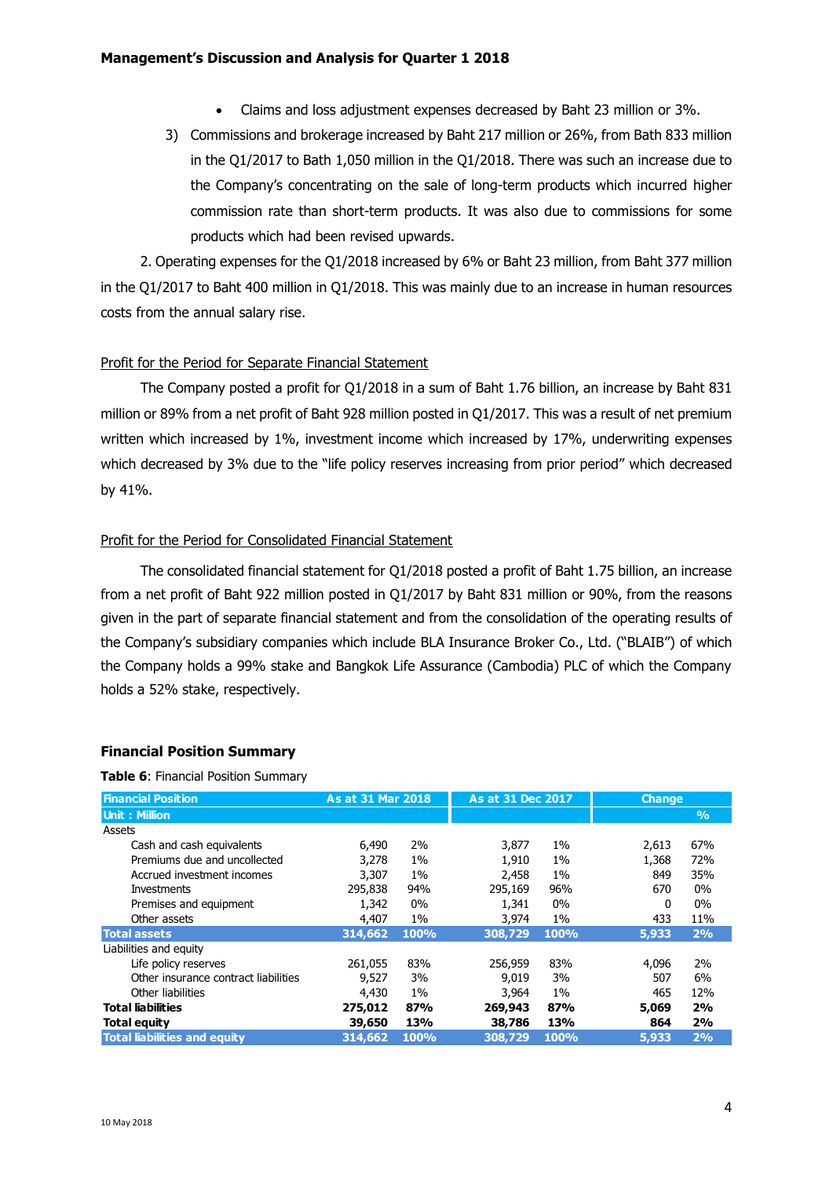- Claims and loss adjustment expenses decreased by Baht 23 million or 3%.

3) Commissions and brokerage increased by Baht 217 million or 26%, from Bath 833 million in the Q1/2017 to Bath 1,050 million in the Q1/2018. There was such an increase due to the Company's concentrating on the sale of long-term products which incurred higher commission rate than short-term products. It was also due to commissions for some products which had been revised upwards.

2. Operating expenses for the Q1/2018 increased by 6% or Baht 23 million, from Baht 377 million in the Q1/2017 to Baht 400 million in Q1/2018. This was mainly due to an increase in human resources costs from the annual salary rise.

Profit for the Period for Separate Financial Statement

The Company posted a profit for Q1/2018 in a sum of Baht 1.76 billion, an increase by Baht 831 million or 89% from a net profit of Baht 928 million posted in Q1/2017. This was a result of net premium written which increased by 1%, investment income which increased by 17%, underwriting expenses which decreased by 3% due to the "life policy reserves increasing from prior period" which decreased by 41%.

Profit for the Period for Consolidated Financial Statement

The consolidated financial statement for Q1/2018 posted a profit of Baht 1.75 billion, an increase from a net profit of Baht 922 million posted in Q1/2017 by Baht 831 million or 90%, from the reasons given in the part of separate financial statement and from the consolidation of the operating results of the Company's subsidiary companies which include BLA Insurance Broker Co., Ltd. ("BLAIB") of which the Company holds a 99% stake and Bangkok Life Assurance (Cambodia) PLC of which the Company holds a 52% stake, respectively.

## Financial Position Summary

**Table 6**: Financial Position Summary

| Financial Position | As at 31 Mar 2018 | | As at 31 Dec 2017 | | Change | |
|---|---|---|---|---|---|---|
| Unit : Million | | | | | | % |
| Assets | | | | | | |
| Cash and cash equivalents | 6,490 | 2% | 3,877 | 1% | 2,613 | 67% |
| Premiums due and uncollected | 3,278 | 1% | 1,910 | 1% | 1,368 | 72% |
| Accrued investment incomes | 3,307 | 1% | 2,458 | 1% | 849 | 35% |
| Investments | 295,838 | 94% | 295,169 | 96% | 670 | 0% |
| Premises and equipment | 1,342 | 0% | 1,341 | 0% | 0 | 0% |
| Other assets | 4,407 | 1% | 3,974 | 1% | 433 | 11% |
| **Total assets** | **314,662** | **100%** | **308,729** | **100%** | **5,933** | **2%** |
| Liabilities and equity | | | | | | |
| Life policy reserves | 261,055 | 83% | 256,959 | 83% | 4,096 | 2% |
| Other insurance contract liabilities | 9,527 | 3% | 9,019 | 3% | 507 | 6% |
| Other liabilities | 4,430 | 1% | 3,964 | 1% | 465 | 12% |
| **Total liabilities** | **275,012** | **87%** | **269,943** | **87%** | **5,069** | **2%** |
| **Total equity** | **39,650** | **13%** | **38,786** | **13%** | **864** | **2%** |
| **Total liabilities and equity** | **314,662** | **100%** | **308,729** | **100%** | **5,933** | **2%** |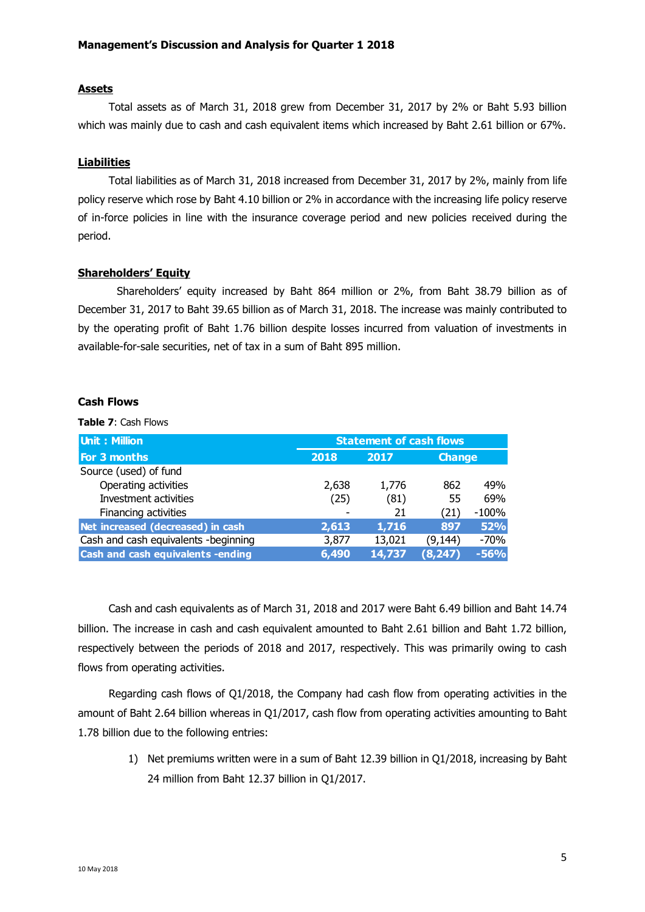**Management's Discussion and Analysis for Quarter 1 2018**

## Assets

Total assets as of March 31, 2018 grew from December 31, 2017 by 2% or Baht 5.93 billion which was mainly due to cash and cash equivalent items which increased by Baht 2.61 billion or 67%.

## Liabilities

Total liabilities as of March 31, 2018 increased from December 31, 2017 by 2%, mainly from life policy reserve which rose by Baht 4.10 billion or 2% in accordance with the increasing life policy reserve of in-force policies in line with the insurance coverage period and new policies received during the period.

## Shareholders' Equity

Shareholders' equity increased by Baht 864 million or 2%, from Baht 38.79 billion as of December 31, 2017 to Baht 39.65 billion as of March 31, 2018. The increase was mainly contributed to by the operating profit of Baht 1.76 billion despite losses incurred from valuation of investments in available-for-sale securities, net of tax in a sum of Baht 895 million.

## Cash Flows

**Table 7**: Cash Flows

| Unit : Million | Statement of cash flows | | | |
|---|---|---|---|---|
| For 3 months | 2018 | 2017 | Change | |
| Source (used) of fund | | | | |
| Operating activities | 2,638 | 1,776 | 862 | 49% |
| Investment activities | (25) | (81) | 55 | 69% |
| Financing activities | - | 21 | (21) | -100% |
| **Net increased (decreased) in cash** | **2,613** | **1,716** | **897** | **52%** |
| Cash and cash equivalents -beginning | 3,877 | 13,021 | (9,144) | -70% |
| **Cash and cash equivalents -ending** | **6,490** | **14,737** | **(8,247)** | **-56%** |

Cash and cash equivalents as of March 31, 2018 and 2017 were Baht 6.49 billion and Baht 14.74 billion. The increase in cash and cash equivalent amounted to Baht 2.61 billion and Baht 1.72 billion, respectively between the periods of 2018 and 2017, respectively. This was primarily owing to cash flows from operating activities.

Regarding cash flows of Q1/2018, the Company had cash flow from operating activities in the amount of Baht 2.64 billion whereas in Q1/2017, cash flow from operating activities amounting to Baht 1.78 billion due to the following entries:

1) Net premiums written were in a sum of Baht 12.39 billion in Q1/2018, increasing by Baht 24 million from Baht 12.37 billion in Q1/2017.

10 May 2018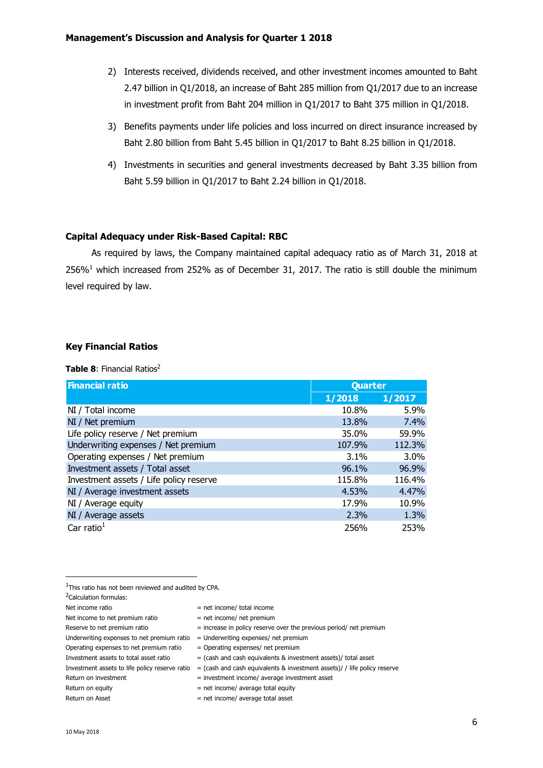Management's Discussion and Analysis for Quarter 1 2018

2) Interests received, dividends received, and other investment incomes amounted to Baht 2.47 billion in Q1/2018, an increase of Baht 285 million from Q1/2017 due to an increase in investment profit from Baht 204 million in Q1/2017 to Baht 375 million in Q1/2018.

3) Benefits payments under life policies and loss incurred on direct insurance increased by Baht 2.80 billion from Baht 5.45 billion in Q1/2017 to Baht 8.25 billion in Q1/2018.

4) Investments in securities and general investments decreased by Baht 3.35 billion from Baht 5.59 billion in Q1/2017 to Baht 2.24 billion in Q1/2018.

### Capital Adequacy under Risk-Based Capital: RBC

As required by laws, the Company maintained capital adequacy ratio as of March 31, 2018 at 256%[1] which increased from 252% as of December 31, 2017. The ratio is still double the minimum level required by law.

### Key Financial Ratios

**Table 8**: Financial Ratios[2]

| Financial ratio | Quarter | |
|---|---|---|
| | 1/2018 | 1/2017 |
| NI / Total income | 10.8% | 5.9% |
| NI / Net premium | 13.8% | 7.4% |
| Life policy reserve / Net premium | 35.0% | 59.9% |
| Underwriting expenses / Net premium | 107.9% | 112.3% |
| Operating expenses / Net premium | 3.1% | 3.0% |
| Investment assets / Total asset | 96.1% | 96.9% |
| Investment assets / Life policy reserve | 115.8% | 116.4% |
| NI / Average investment assets | 4.53% | 4.47% |
| NI / Average equity | 17.9% | 10.9% |
| NI / Average assets | 2.3% | 1.3% |
| Car ratio[1] | 256% | 253% |

[1]This ratio has not been reviewed and audited by CPA.

[2]Calculation formulas:

| | |
|---|---|
| Net income ratio | = net income/ total income |
| Net income to net premium ratio | = net income/ net premium |
| Reserve to net premium ratio | = increase in policy reserve over the previous period/ net premium |
| Underwriting expenses to net premium ratio | = Underwriting expenses/ net premium |
| Operating expenses to net premium ratio | = Operating expenses/ net premium |
| Investment assets to total asset ratio | = (cash and cash equivalents & investment assets)/ total asset |
| Investment assets to life policy reserve ratio | = (cash and cash equivalents & investment assets)/ / life policy reserve |
| Return on investment | = investment income/ average investment asset |
| Return on equity | = net income/ average total equity |
| Return on Asset | = net income/ average total asset |

10 May 2018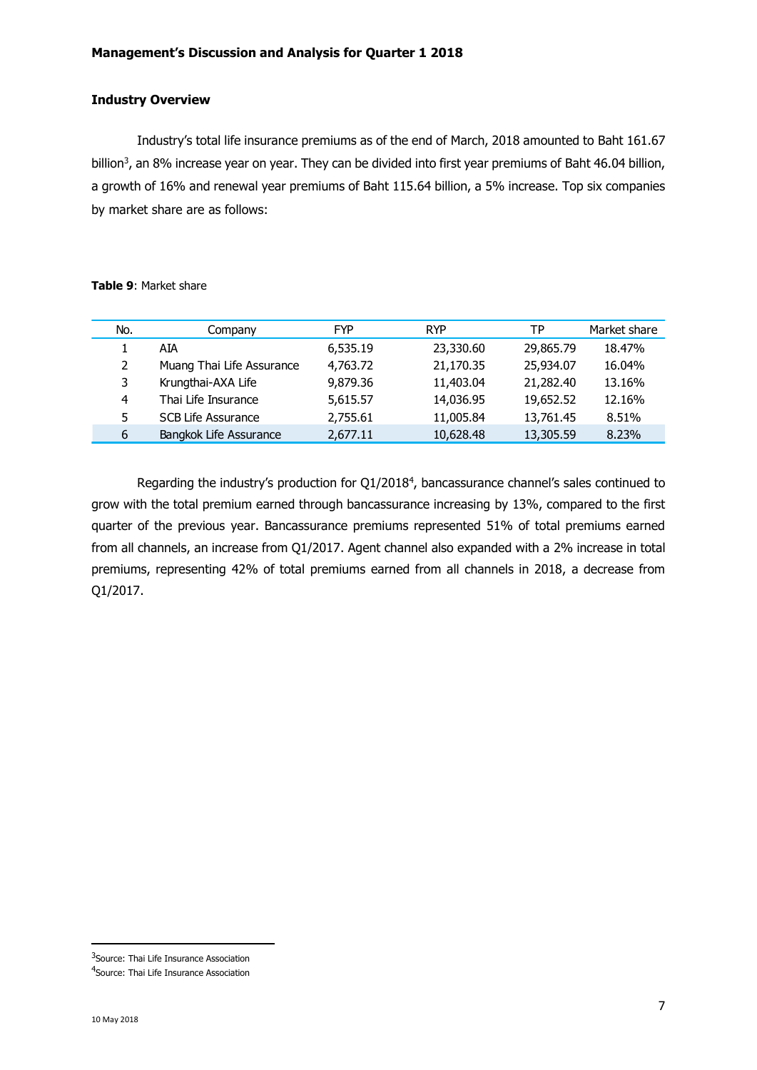## Industry Overview

Industry's total life insurance premiums as of the end of March, 2018 amounted to Baht 161.67 billion[3], an 8% increase year on year. They can be divided into first year premiums of Baht 46.04 billion, a growth of 16% and renewal year premiums of Baht 115.64 billion, a 5% increase. Top six companies by market share are as follows:

**Table 9**: Market share

| No. | Company | FYP | RYP | TP | Market share |
|---|---|---|---|---|---|
| 1 | AIA | 6,535.19 | 23,330.60 | 29,865.79 | 18.47% |
| 2 | Muang Thai Life Assurance | 4,763.72 | 21,170.35 | 25,934.07 | 16.04% |
| 3 | Krungthai-AXA Life | 9,879.36 | 11,403.04 | 21,282.40 | 13.16% |
| 4 | Thai Life Insurance | 5,615.57 | 14,036.95 | 19,652.52 | 12.16% |
| 5 | SCB Life Assurance | 2,755.61 | 11,005.84 | 13,761.45 | 8.51% |
| 6 | Bangkok Life Assurance | 2,677.11 | 10,628.48 | 13,305.59 | 8.23% |

Regarding the industry's production for Q1/2018[4], bancassurance channel's sales continued to grow with the total premium earned through bancassurance increasing by 13%, compared to the first quarter of the previous year. Bancassurance premiums represented 51% of total premiums earned from all channels, an increase from Q1/2017. Agent channel also expanded with a 2% increase in total premiums, representing 42% of total premiums earned from all channels in 2018, a decrease from Q1/2017.

[3]Source: Thai Life Insurance Association

[4]Source: Thai Life Insurance Association